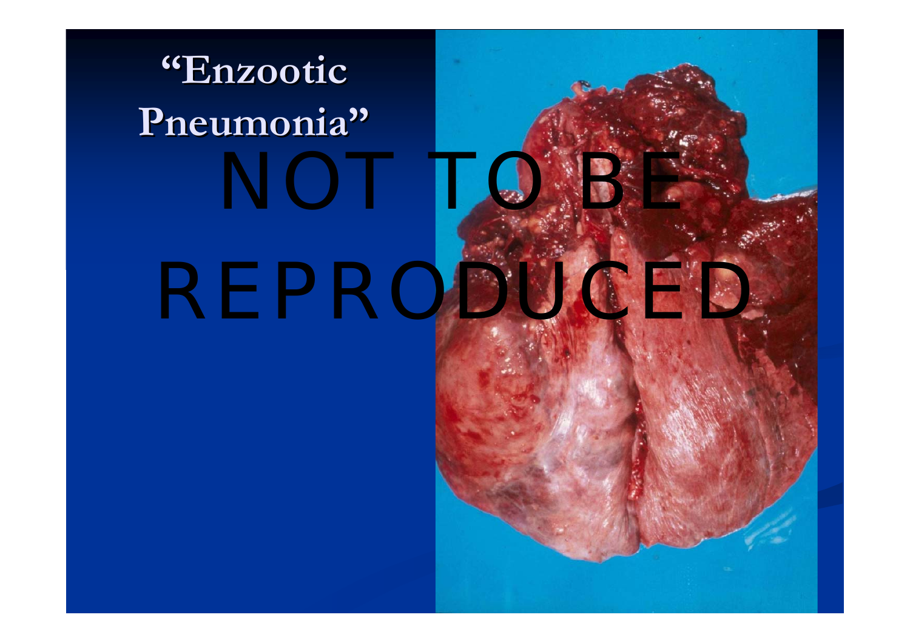# "Enzootic Pneumonia"

NOT TO BE REPRODUCED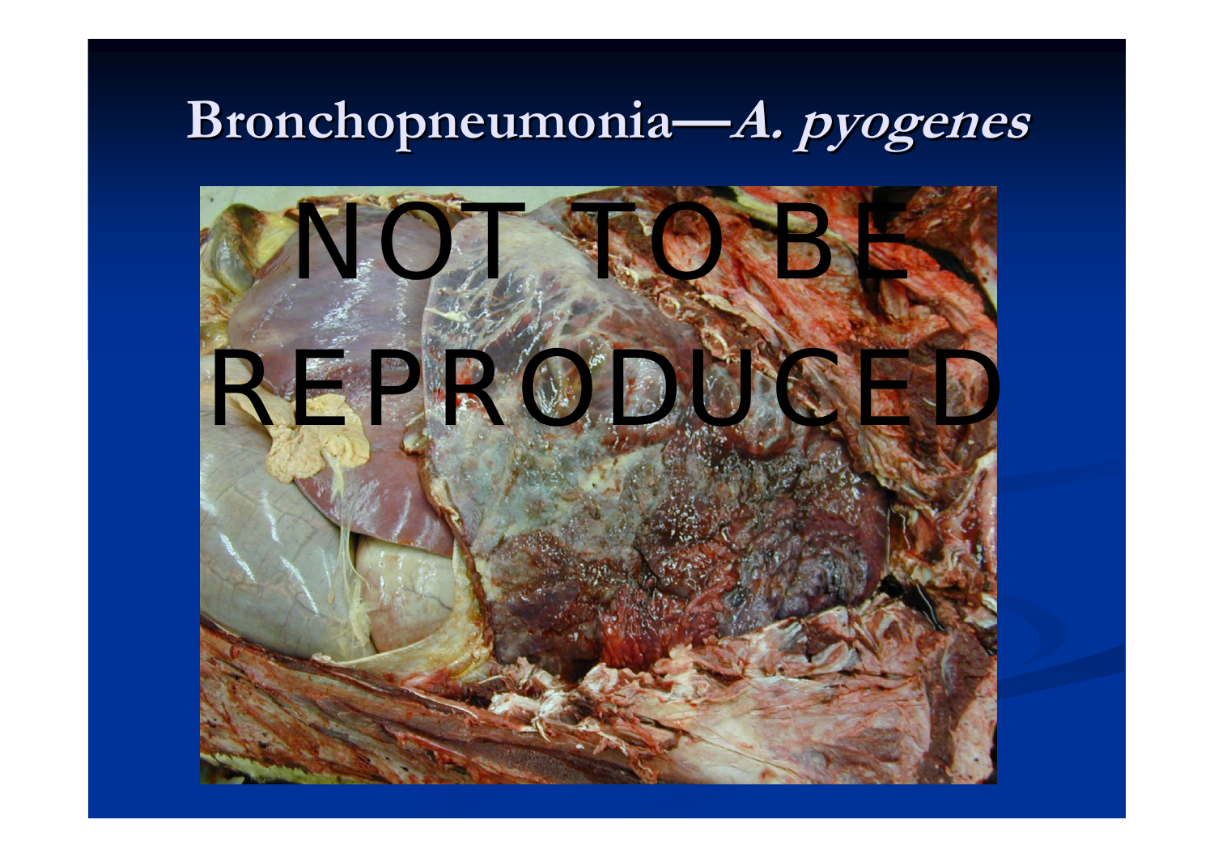# Bronchopneumonia—*A. pyogenes*

NOT TO BE REPRODUCED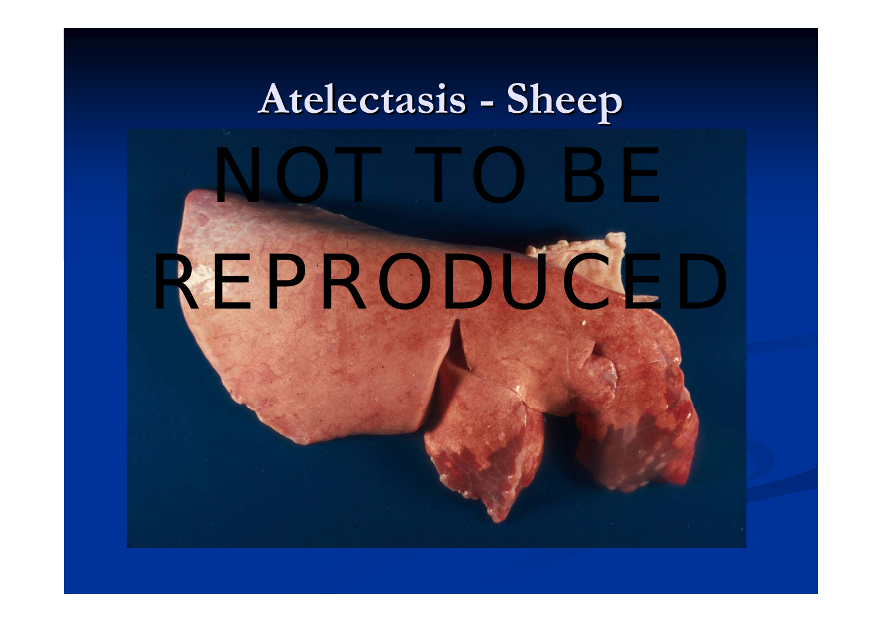# Atelectasis - Sheep

NOT TO BE REPRODUCED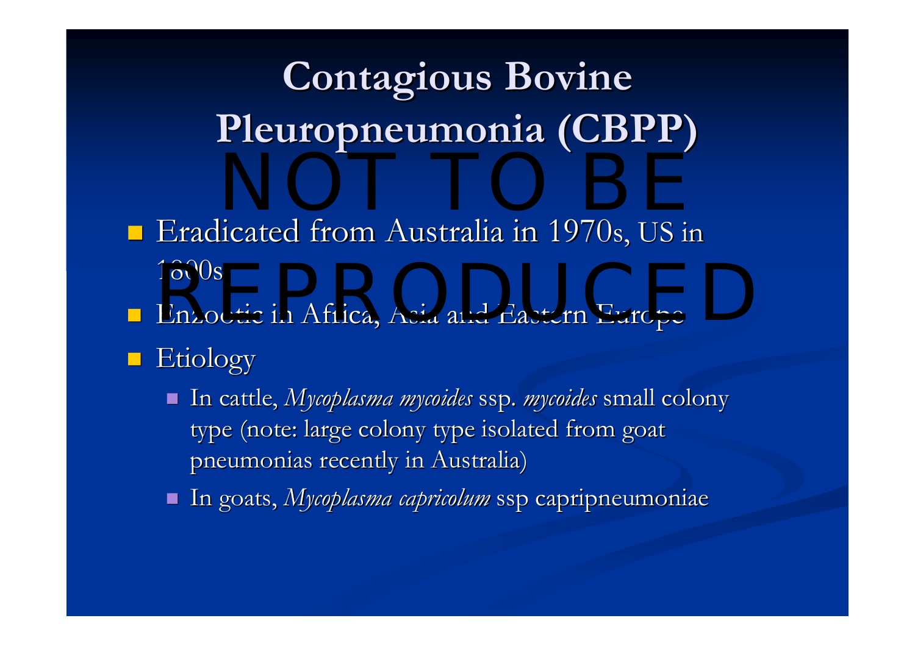# Contagious Bovine Pleuropneumonia (CBPP)

- Eradicated from Australia in 1970s, US in 1890s
- Enzootic in Africa, Asia and Eastern Europe
- Etiology
  - In cattle, *Mycoplasma mycoides* ssp. *mycoides* small colony type (note: large colony type isolated from goat pneumonias recently in Australia)
  - In goats, *Mycoplasma capricolum* ssp capripneumoniae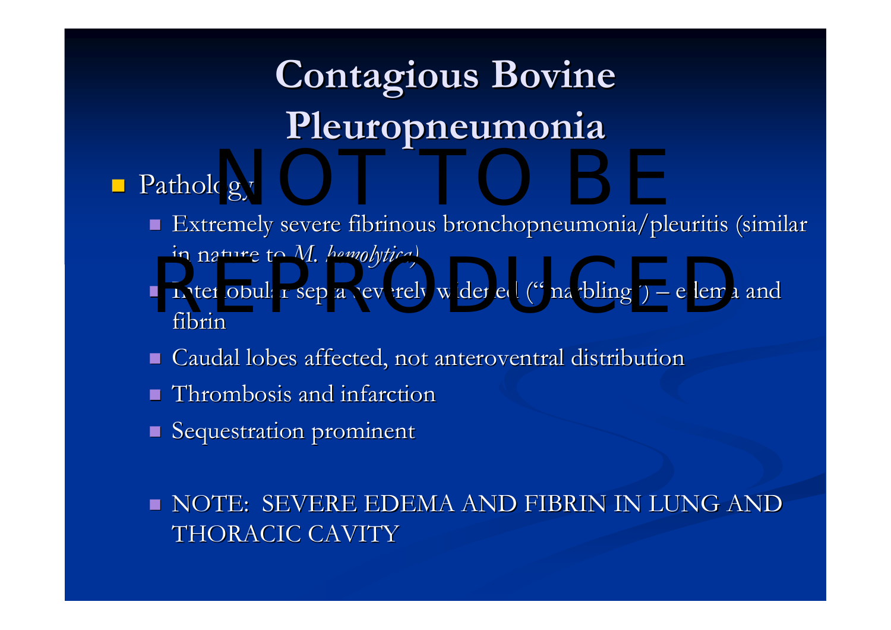# Contagious Bovine Pleuropneumonia

NOT TO BE REPRODUCED

- Pathology
  - Extremely severe fibrinous bronchopneumonia/pleuritis (similar in nature to *M. hemolytica*)
  - Interlobular septa severely widened ("marbling") – edema and fibrin
  - Caudal lobes affected, not anteroventral distribution
  - Thrombosis and infarction
  - Sequestration prominent

  - NOTE: SEVERE EDEMA AND FIBRIN IN LUNG AND THORACIC CAVITY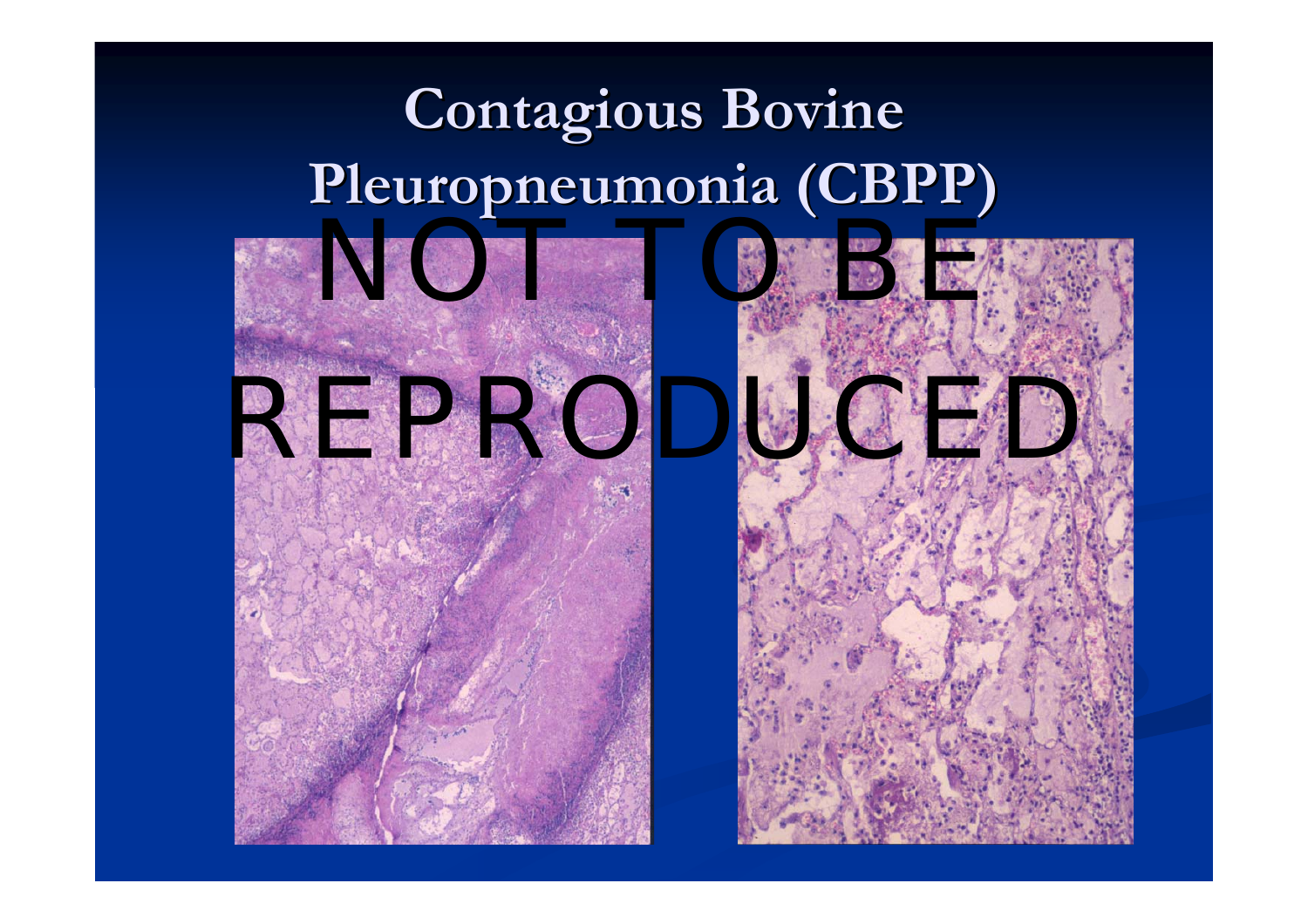# Contagious Bovine Pleuropneumonia (CBPP)

NOT TO BE REPRODUCED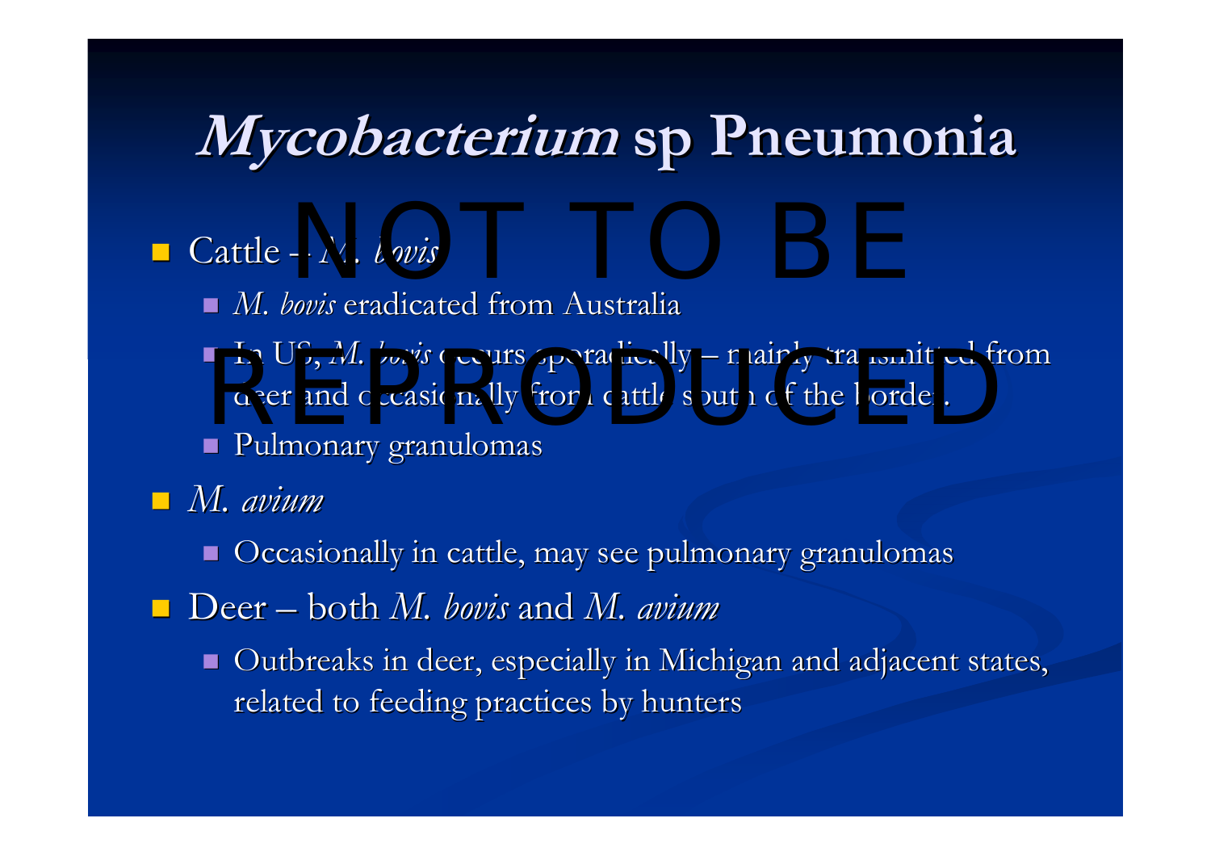# *Mycobacterium* sp Pneumonia

NOT TO BE REPRODUCED

- Cattle – *M. bovis*
  - *M. bovis* eradicated from Australia
  - In US, *M. bovis* occurs sporadically – mainly transmitted from deer and occasionally from cattle south of the border.
  - Pulmonary granulomas
- *M. avium*
  - Occasionally in cattle, may see pulmonary granulomas
- Deer – both *M. bovis* and *M. avium*
  - Outbreaks in deer, especially in Michigan and adjacent states, related to feeding practices by hunters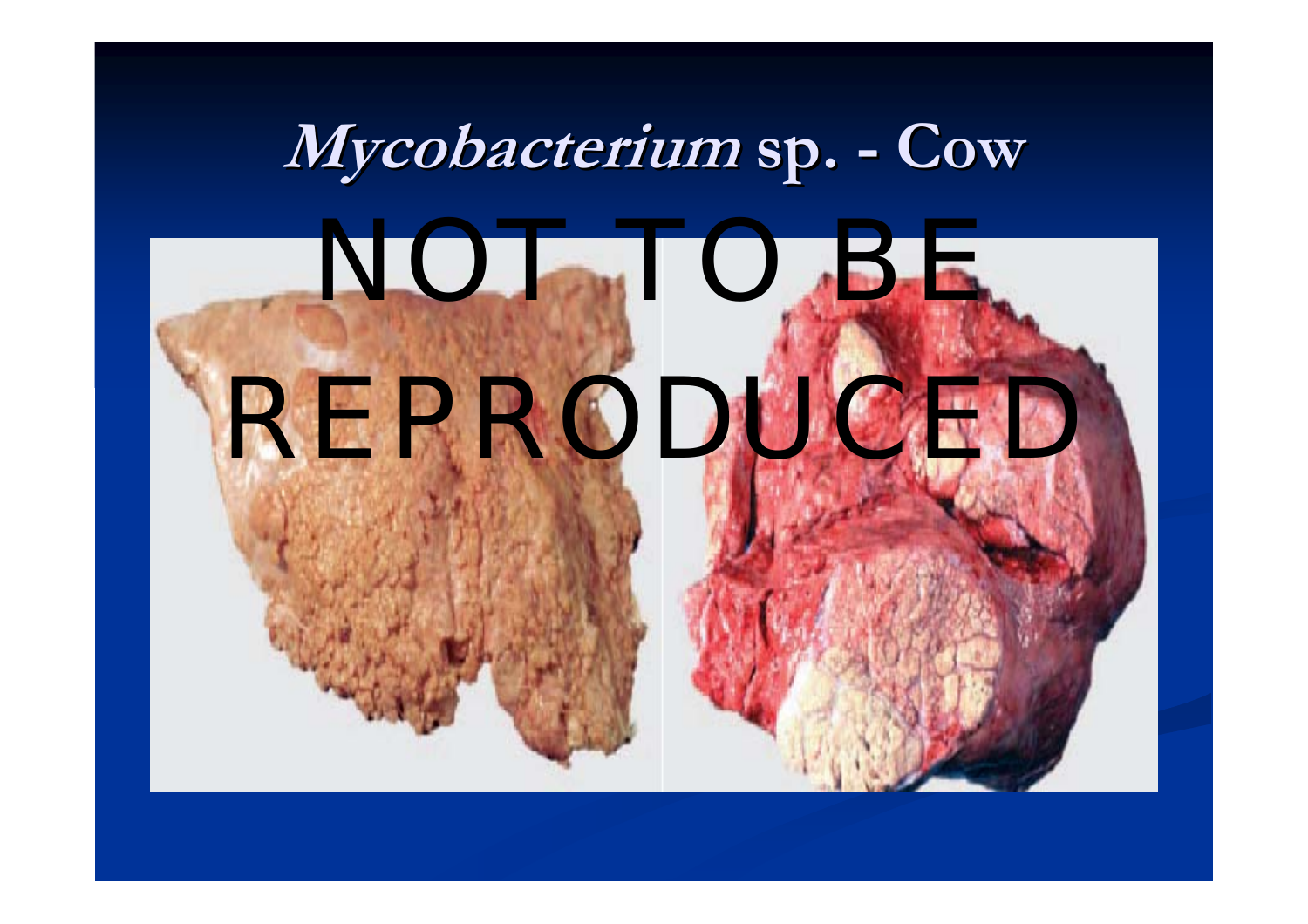# *Mycobacterium* sp. - Cow

NOT TO BE REPRODUCED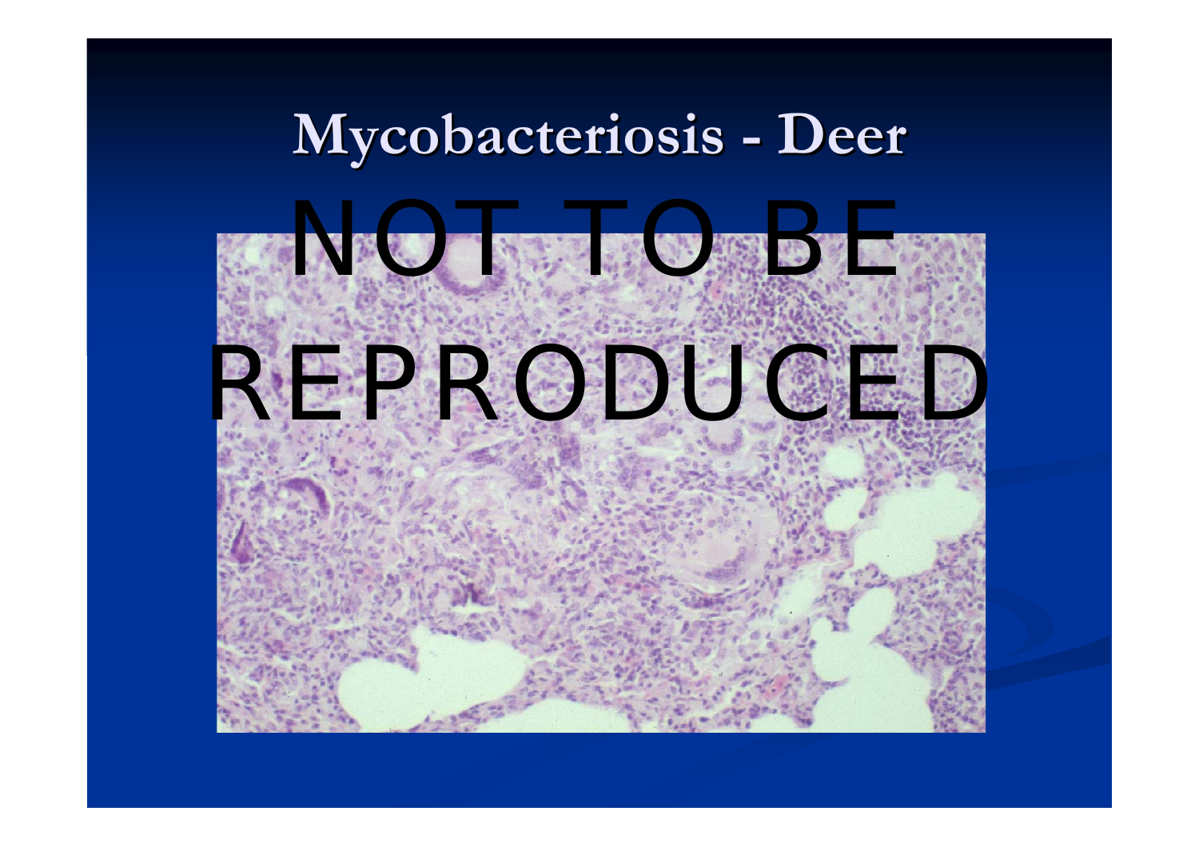# Mycobacteriosis - Deer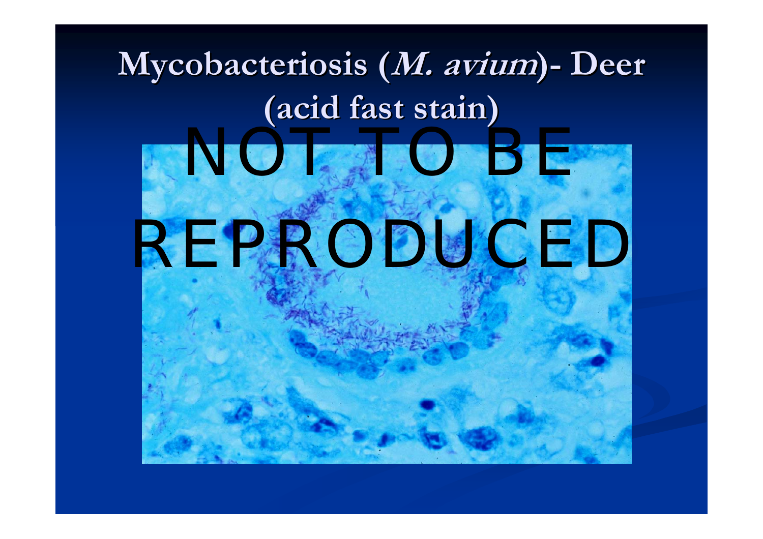# Mycobacteriosis (*M. avium*)- Deer (acid fast stain)